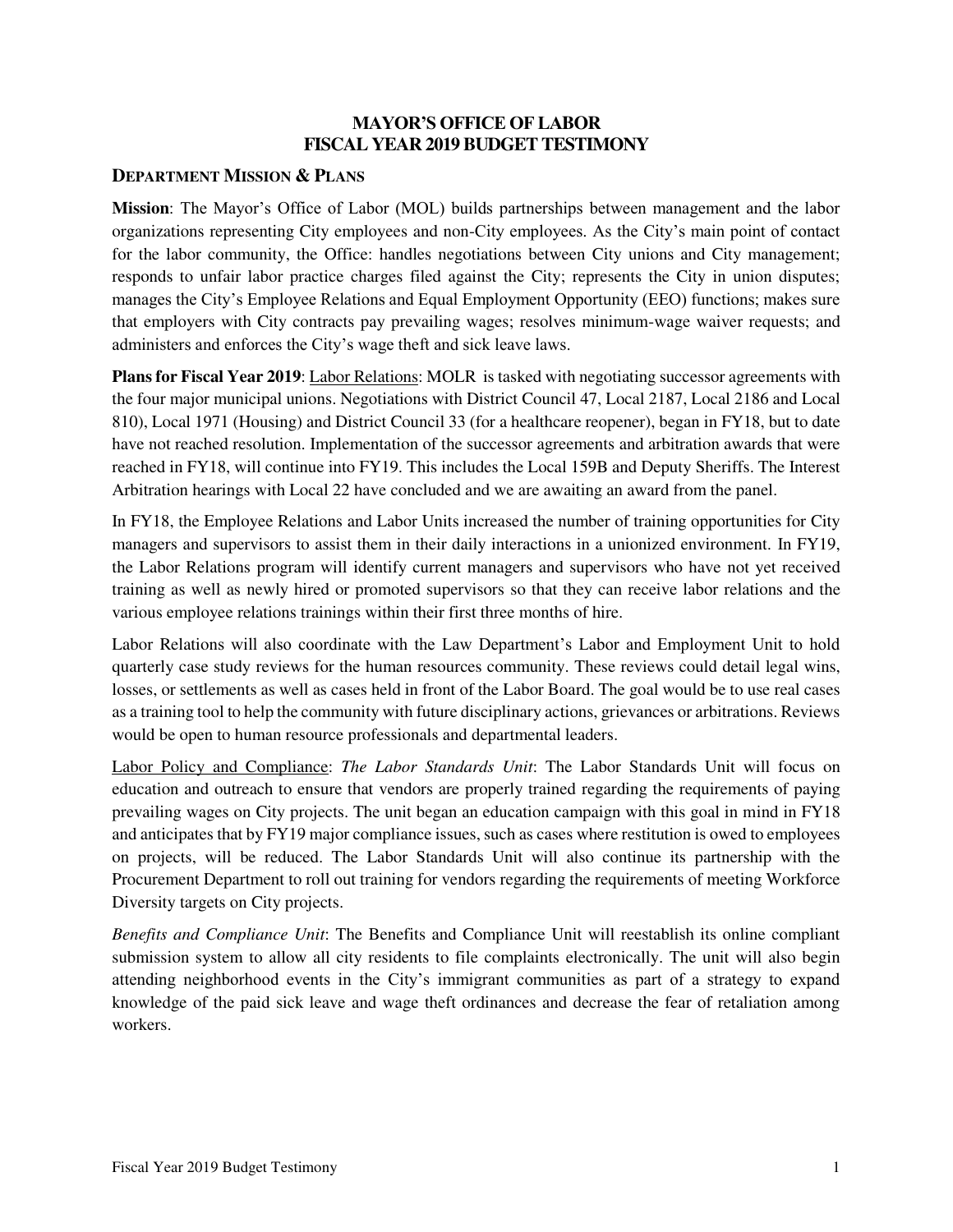# MAYOR'S OFFICE OF LABOR
# FISCAL YEAR 2019 BUDGET TESTIMONY

## DEPARTMENT MISSION & PLANS

**Mission**: The Mayor's Office of Labor (MOL) builds partnerships between management and the labor organizations representing City employees and non-City employees. As the City's main point of contact for the labor community, the Office: handles negotiations between City unions and City management; responds to unfair labor practice charges filed against the City; represents the City in union disputes; manages the City's Employee Relations and Equal Employment Opportunity (EEO) functions; makes sure that employers with City contracts pay prevailing wages; resolves minimum-wage waiver requests; and administers and enforces the City's wage theft and sick leave laws.

**Plans for Fiscal Year 2019**: Labor Relations: MOLR is tasked with negotiating successor agreements with the four major municipal unions. Negotiations with District Council 47, Local 2187, Local 2186 and Local 810), Local 1971 (Housing) and District Council 33 (for a healthcare reopener), began in FY18, but to date have not reached resolution. Implementation of the successor agreements and arbitration awards that were reached in FY18, will continue into FY19. This includes the Local 159B and Deputy Sheriffs. The Interest Arbitration hearings with Local 22 have concluded and we are awaiting an award from the panel.

In FY18, the Employee Relations and Labor Units increased the number of training opportunities for City managers and supervisors to assist them in their daily interactions in a unionized environment. In FY19, the Labor Relations program will identify current managers and supervisors who have not yet received training as well as newly hired or promoted supervisors so that they can receive labor relations and the various employee relations trainings within their first three months of hire.

Labor Relations will also coordinate with the Law Department's Labor and Employment Unit to hold quarterly case study reviews for the human resources community. These reviews could detail legal wins, losses, or settlements as well as cases held in front of the Labor Board. The goal would be to use real cases as a training tool to help the community with future disciplinary actions, grievances or arbitrations. Reviews would be open to human resource professionals and departmental leaders.

Labor Policy and Compliance: *The Labor Standards Unit*: The Labor Standards Unit will focus on education and outreach to ensure that vendors are properly trained regarding the requirements of paying prevailing wages on City projects. The unit began an education campaign with this goal in mind in FY18 and anticipates that by FY19 major compliance issues, such as cases where restitution is owed to employees on projects, will be reduced. The Labor Standards Unit will also continue its partnership with the Procurement Department to roll out training for vendors regarding the requirements of meeting Workforce Diversity targets on City projects.

*Benefits and Compliance Unit*: The Benefits and Compliance Unit will reestablish its online compliant submission system to allow all city residents to file complaints electronically. The unit will also begin attending neighborhood events in the City's immigrant communities as part of a strategy to expand knowledge of the paid sick leave and wage theft ordinances and decrease the fear of retaliation among workers.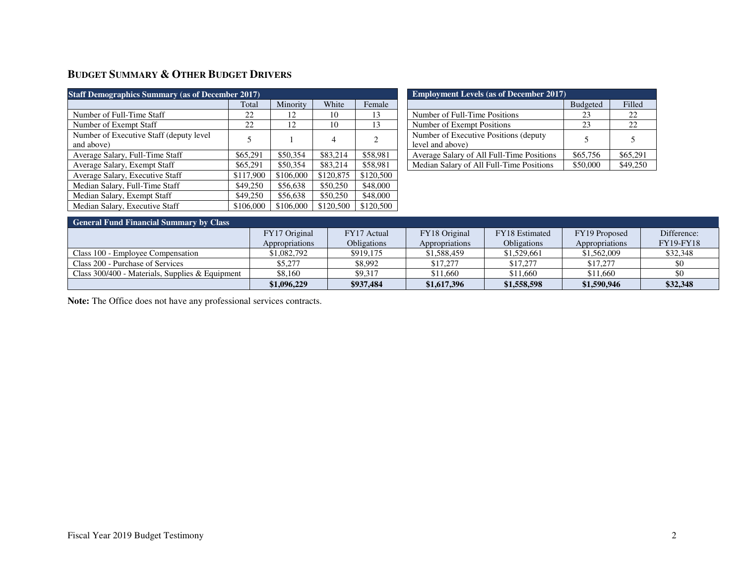## Budget Summary & Other Budget Drivers

| Staff Demographics Summary (as of December 2017) | | | | |
|---|---|---|---|---|
| | Total | Minority | White | Female |
| Number of Full-Time Staff | 22 | 12 | 10 | 13 |
| Number of Exempt Staff | 22 | 12 | 10 | 13 |
| Number of Executive Staff (deputy level and above) | 5 | 1 | 4 | 2 |
| Average Salary, Full-Time Staff | $65,291 | $50,354 | $83,214 | $58,981 |
| Average Salary, Exempt Staff | $65,291 | $50,354 | $83,214 | $58,981 |
| Average Salary, Executive Staff | $117,900 | $106,000 | $120,875 | $120,500 |
| Median Salary, Full-Time Staff | $49,250 | $56,638 | $50,250 | $48,000 |
| Median Salary, Exempt Staff | $49,250 | $56,638 | $50,250 | $48,000 |
| Median Salary, Executive Staff | $106,000 | $106,000 | $120,500 | $120,500 |

| Employment Levels (as of December 2017) | | |
|---|---|---|
| | Budgeted | Filled |
| Number of Full-Time Positions | 23 | 22 |
| Number of Exempt Positions | 23 | 22 |
| Number of Executive Positions (deputy level and above) | 5 | 5 |
| Average Salary of All Full-Time Positions | $65,756 | $65,291 |
| Median Salary of All Full-Time Positions | $50,000 | $49,250 |

| General Fund Financial Summary by Class | | | | | | |
|---|---|---|---|---|---|---|
| | FY17 Original Appropriations | FY17 Actual Obligations | FY18 Original Appropriations | FY18 Estimated Obligations | FY19 Proposed Appropriations | Difference: FY19-FY18 |
| Class 100 - Employee Compensation | $1,082,792 | $919,175 | $1,588,459 | $1,529,661 | $1,562,009 | $32,348 |
| Class 200 - Purchase of Services | $5,277 | $8,992 | $17,277 | $17,277 | $17,277 | $0 |
| Class 300/400 - Materials, Supplies & Equipment | $8,160 | $9,317 | $11,660 | $11,660 | $11,660 | $0 |
| | **$1,096,229** | **$937,484** | **$1,617,396** | **$1,558,598** | **$1,590,946** | **$32,348** |

**Note:** The Office does not have any professional services contracts.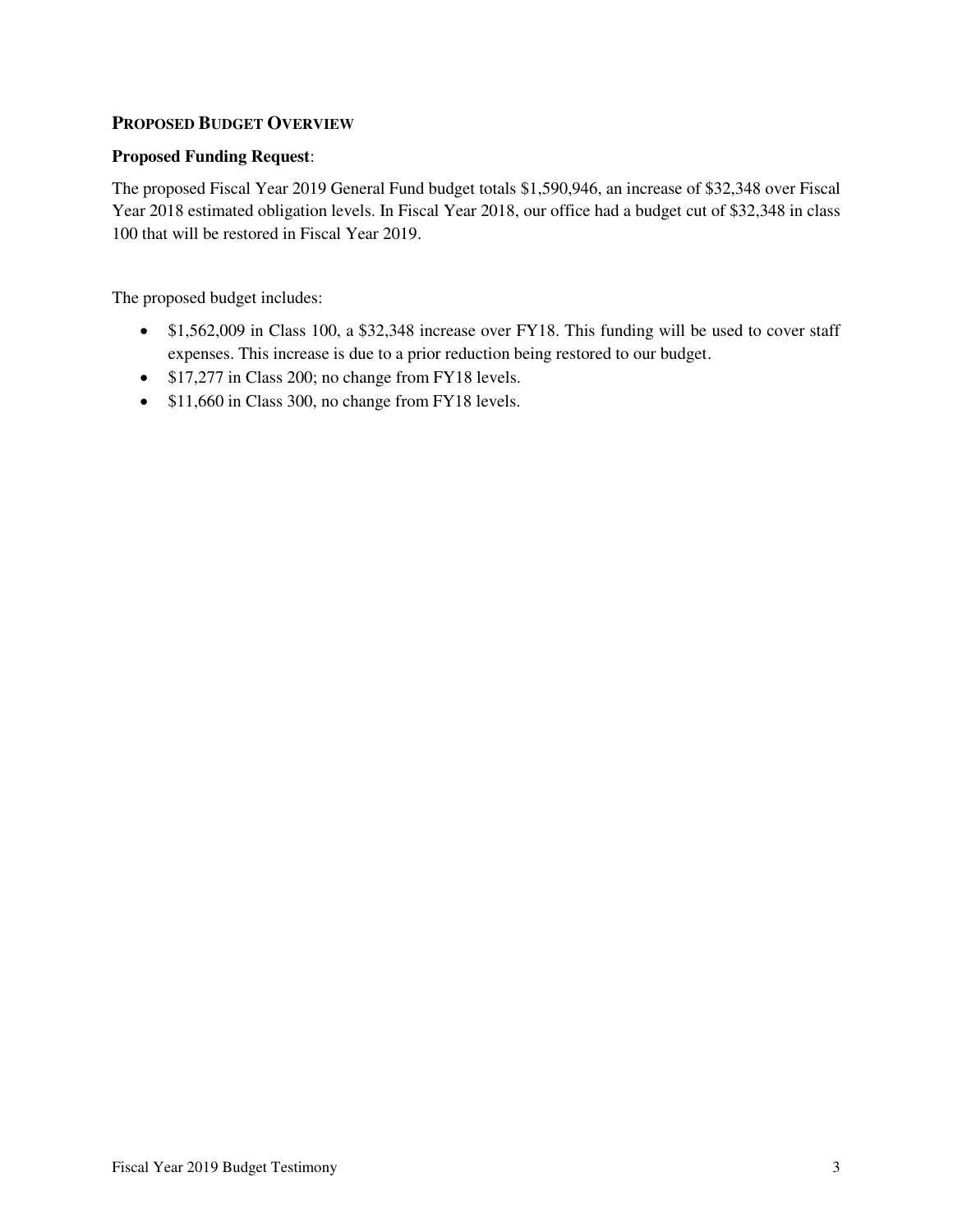## Proposed Budget Overview

**Proposed Funding Request**:

The proposed Fiscal Year 2019 General Fund budget totals $1,590,946, an increase of $32,348 over Fiscal Year 2018 estimated obligation levels. In Fiscal Year 2018, our office had a budget cut of $32,348 in class 100 that will be restored in Fiscal Year 2019.

The proposed budget includes:

- $1,562,009 in Class 100, a $32,348 increase over FY18. This funding will be used to cover staff expenses. This increase is due to a prior reduction being restored to our budget.
- $17,277 in Class 200; no change from FY18 levels.
- $11,660 in Class 300, no change from FY18 levels.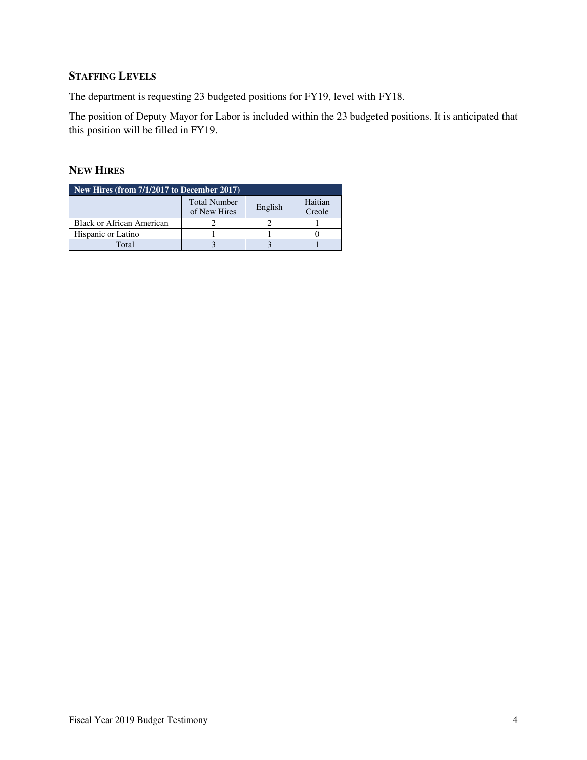## STAFFING LEVELS

The department is requesting 23 budgeted positions for FY19, level with FY18.

The position of Deputy Mayor for Labor is included within the 23 budgeted positions. It is anticipated that this position will be filled in FY19.

## NEW HIRES

| New Hires (from 7/1/2017 to December 2017) | | | |
|---|---|---|---|
| | Total Number of New Hires | English | Haitian Creole |
| Black or African American | 2 | 2 | 1 |
| Hispanic or Latino | 1 | 1 | 0 |
| Total | 3 | 3 | 1 |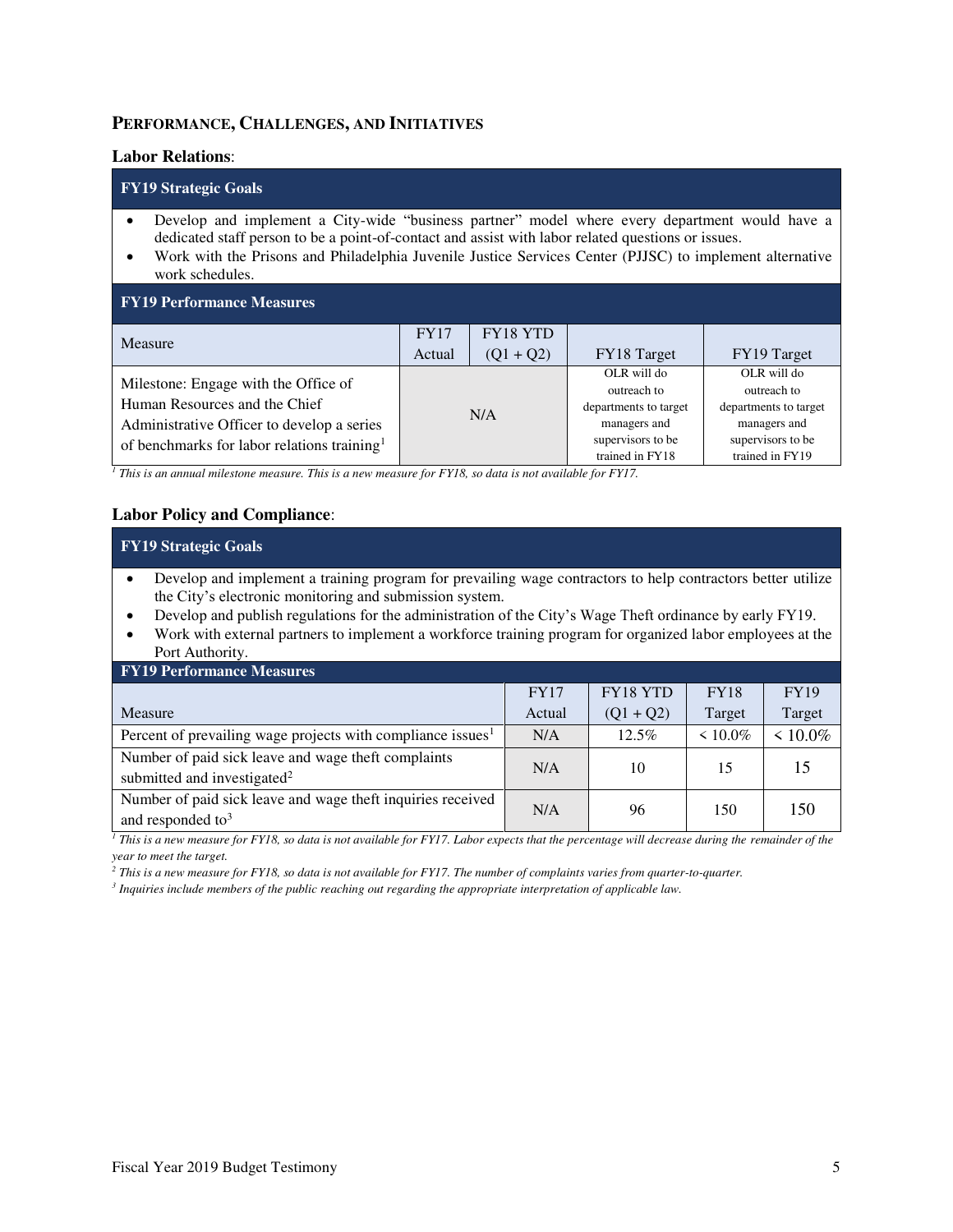## PERFORMANCE, CHALLENGES, AND INITIATIVES

### Labor Relations:

**FY19 Strategic Goals**

- Develop and implement a City-wide "business partner" model where every department would have a dedicated staff person to be a point-of-contact and assist with labor related questions or issues.
- Work with the Prisons and Philadelphia Juvenile Justice Services Center (PJJSC) to implement alternative work schedules.

**FY19 Performance Measures**

| Measure | FY17 Actual | FY18 YTD (Q1 + Q2) | FY18 Target | FY19 Target |
|---|---|---|---|---|
| Milestone: Engage with the Office of Human Resources and the Chief Administrative Officer to develop a series of benchmarks for labor relations training[1] | N/A | | OLR will do outreach to departments to target managers and supervisors to be trained in FY18 | OLR will do outreach to departments to target managers and supervisors to be trained in FY19 |

*[1] This is an annual milestone measure. This is a new measure for FY18, so data is not available for FY17.*

### Labor Policy and Compliance:

**FY19 Strategic Goals**

- Develop and implement a training program for prevailing wage contractors to help contractors better utilize the City's electronic monitoring and submission system.
- Develop and publish regulations for the administration of the City's Wage Theft ordinance by early FY19.
- Work with external partners to implement a workforce training program for organized labor employees at the Port Authority.

**FY19 Performance Measures**

| Measure | FY17 Actual | FY18 YTD (Q1 + Q2) | FY18 Target | FY19 Target |
|---|---|---|---|---|
| Percent of prevailing wage projects with compliance issues[1] | N/A | 12.5% | < 10.0% | < 10.0% |
| Number of paid sick leave and wage theft complaints submitted and investigated[2] | N/A | 10 | 15 | 15 |
| Number of paid sick leave and wage theft inquiries received and responded to[3] | N/A | 96 | 150 | 150 |

*[1] This is a new measure for FY18, so data is not available for FY17. Labor expects that the percentage will decrease during the remainder of the year to meet the target.*

*[2] This is a new measure for FY18, so data is not available for FY17. The number of complaints varies from quarter-to-quarter.*

*[3] Inquiries include members of the public reaching out regarding the appropriate interpretation of applicable law.*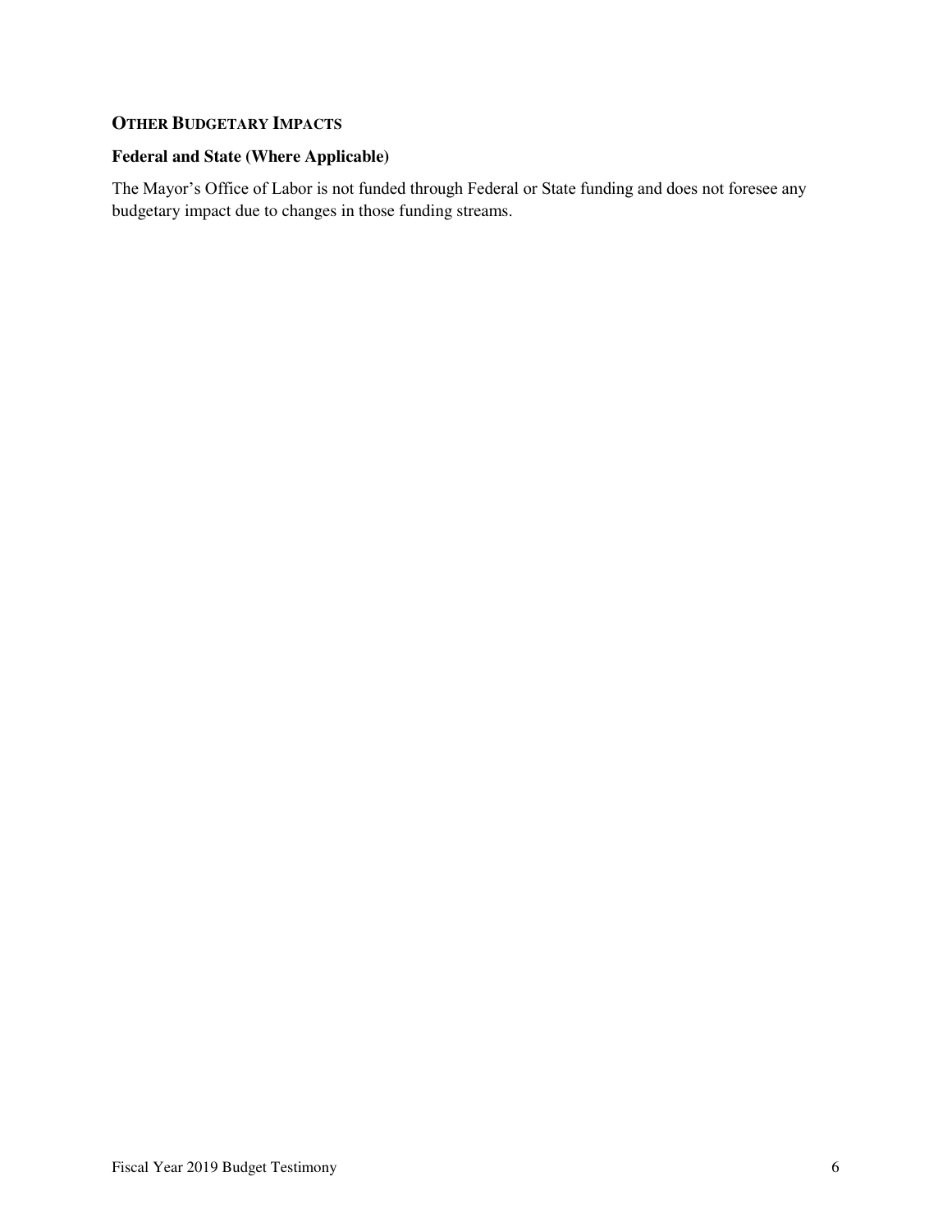## OTHER BUDGETARY IMPACTS

### Federal and State (Where Applicable)

The Mayor's Office of Labor is not funded through Federal or State funding and does not foresee any budgetary impact due to changes in those funding streams.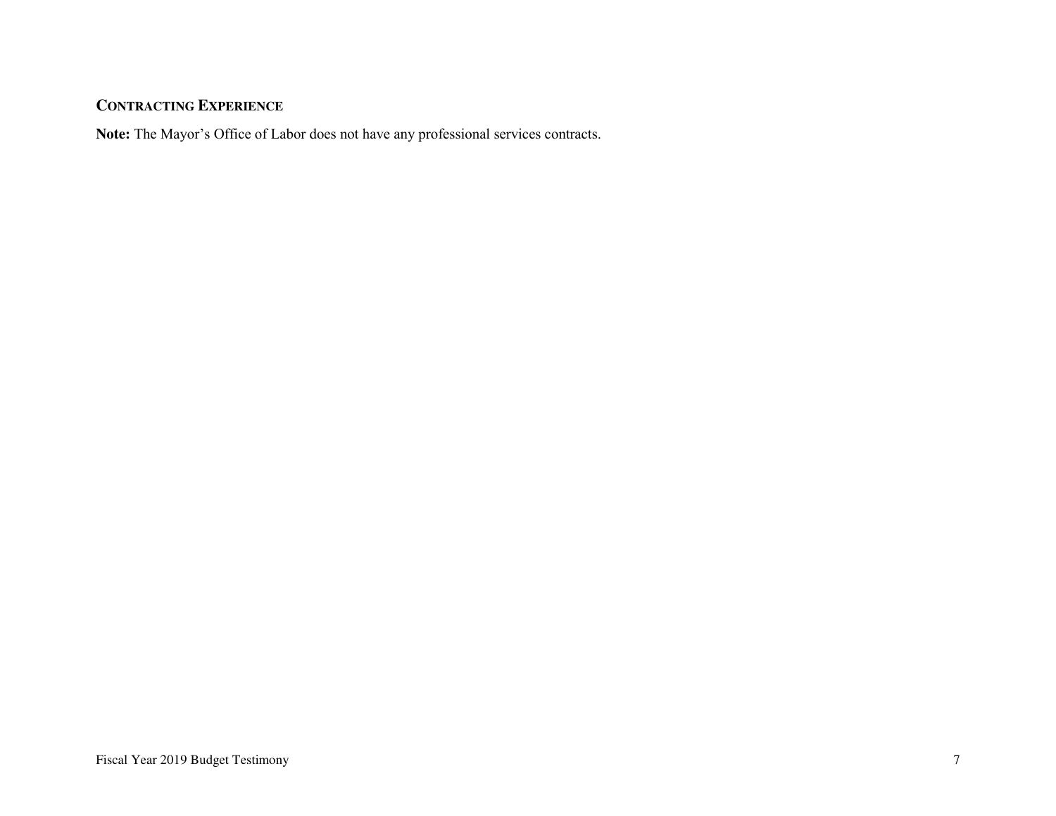## CONTRACTING EXPERIENCE

**Note:** The Mayor's Office of Labor does not have any professional services contracts.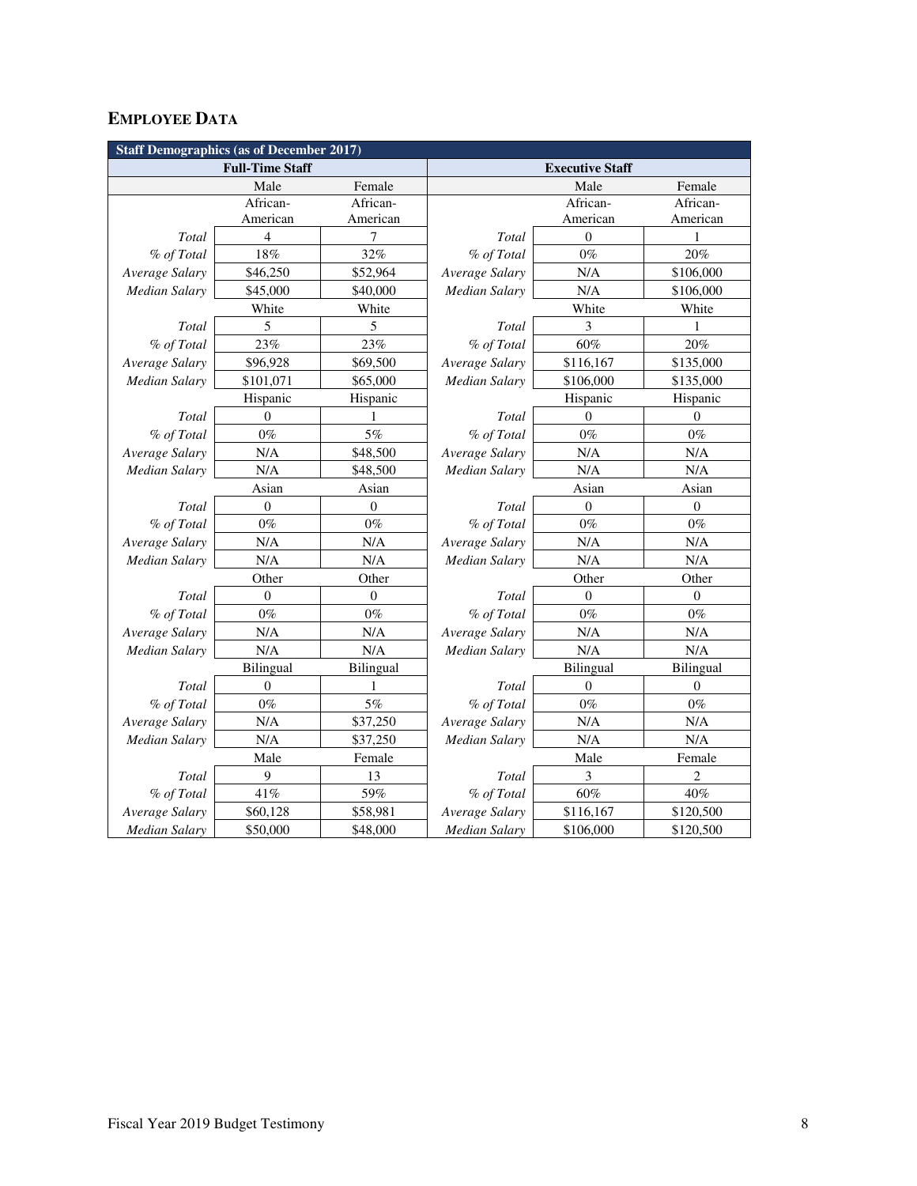## EMPLOYEE DATA

| Staff Demographics (as of December 2017) | | | | | |
|---|---|---|---|---|---|
| **Full-Time Staff** | | | **Executive Staff** | | |
| | Male | Female | | Male | Female |
| | African-American | African-American | | African-American | African-American |
| *Total* | 4 | 7 | *Total* | 0 | 1 |
| *% of Total* | 18% | 32% | *% of Total* | 0% | 20% |
| *Average Salary* | $46,250 | $52,964 | *Average Salary* | N/A | $106,000 |
| *Median Salary* | $45,000 | $40,000 | *Median Salary* | N/A | $106,000 |
| | White | White | | White | White |
| *Total* | 5 | 5 | *Total* | 3 | 1 |
| *% of Total* | 23% | 23% | *% of Total* | 60% | 20% |
| *Average Salary* | $96,928 | $69,500 | *Average Salary* | $116,167 | $135,000 |
| *Median Salary* | $101,071 | $65,000 | *Median Salary* | $106,000 | $135,000 |
| | Hispanic | Hispanic | | Hispanic | Hispanic |
| *Total* | 0 | 1 | *Total* | 0 | 0 |
| *% of Total* | 0% | 5% | *% of Total* | 0% | 0% |
| *Average Salary* | N/A | $48,500 | *Average Salary* | N/A | N/A |
| *Median Salary* | N/A | $48,500 | *Median Salary* | N/A | N/A |
| | Asian | Asian | | Asian | Asian |
| *Total* | 0 | 0 | *Total* | 0 | 0 |
| *% of Total* | 0% | 0% | *% of Total* | 0% | 0% |
| *Average Salary* | N/A | N/A | *Average Salary* | N/A | N/A |
| *Median Salary* | N/A | N/A | *Median Salary* | N/A | N/A |
| | Other | Other | | Other | Other |
| *Total* | 0 | 0 | *Total* | 0 | 0 |
| *% of Total* | 0% | 0% | *% of Total* | 0% | 0% |
| *Average Salary* | N/A | N/A | *Average Salary* | N/A | N/A |
| *Median Salary* | N/A | N/A | *Median Salary* | N/A | N/A |
| | Bilingual | Bilingual | | Bilingual | Bilingual |
| *Total* | 0 | 1 | *Total* | 0 | 0 |
| *% of Total* | 0% | 5% | *% of Total* | 0% | 0% |
| *Average Salary* | N/A | $37,250 | *Average Salary* | N/A | N/A |
| *Median Salary* | N/A | $37,250 | *Median Salary* | N/A | N/A |
| | Male | Female | | Male | Female |
| *Total* | 9 | 13 | *Total* | 3 | 2 |
| *% of Total* | 41% | 59% | *% of Total* | 60% | 40% |
| *Average Salary* | $60,128 | $58,981 | *Average Salary* | $116,167 | $120,500 |
| *Median Salary* | $50,000 | $48,000 | *Median Salary* | $106,000 | $120,500 |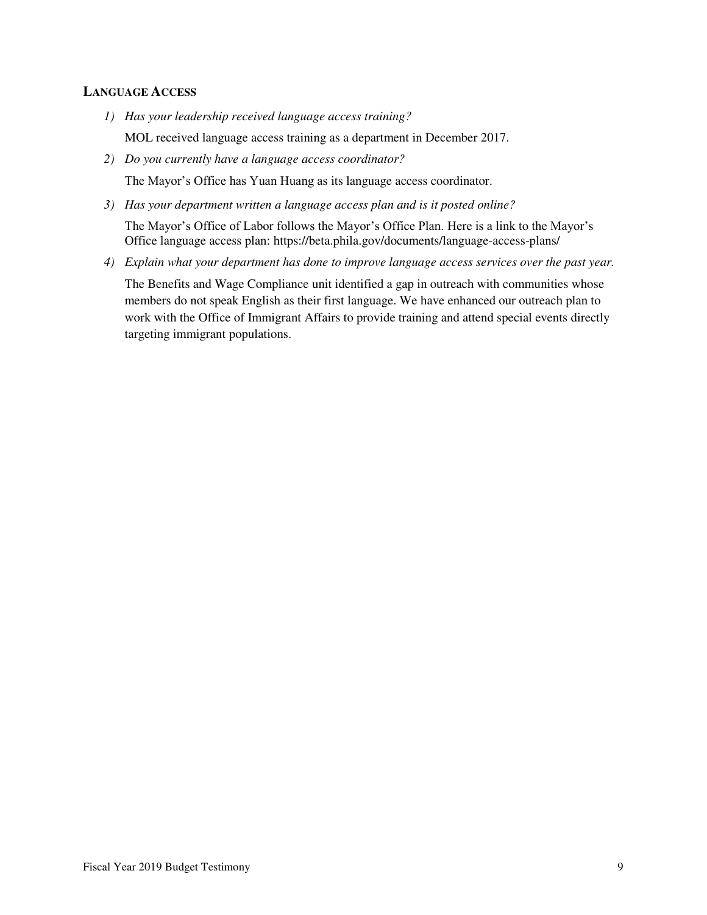## LANGUAGE ACCESS

1) *Has your leadership received language access training?*

   MOL received language access training as a department in December 2017.

2) *Do you currently have a language access coordinator?*

   The Mayor's Office has Yuan Huang as its language access coordinator.

3) *Has your department written a language access plan and is it posted online?*

   The Mayor's Office of Labor follows the Mayor's Office Plan. Here is a link to the Mayor's Office language access plan: https://beta.phila.gov/documents/language-access-plans/

4) *Explain what your department has done to improve language access services over the past year.*

   The Benefits and Wage Compliance unit identified a gap in outreach with communities whose members do not speak English as their first language. We have enhanced our outreach plan to work with the Office of Immigrant Affairs to provide training and attend special events directly targeting immigrant populations.